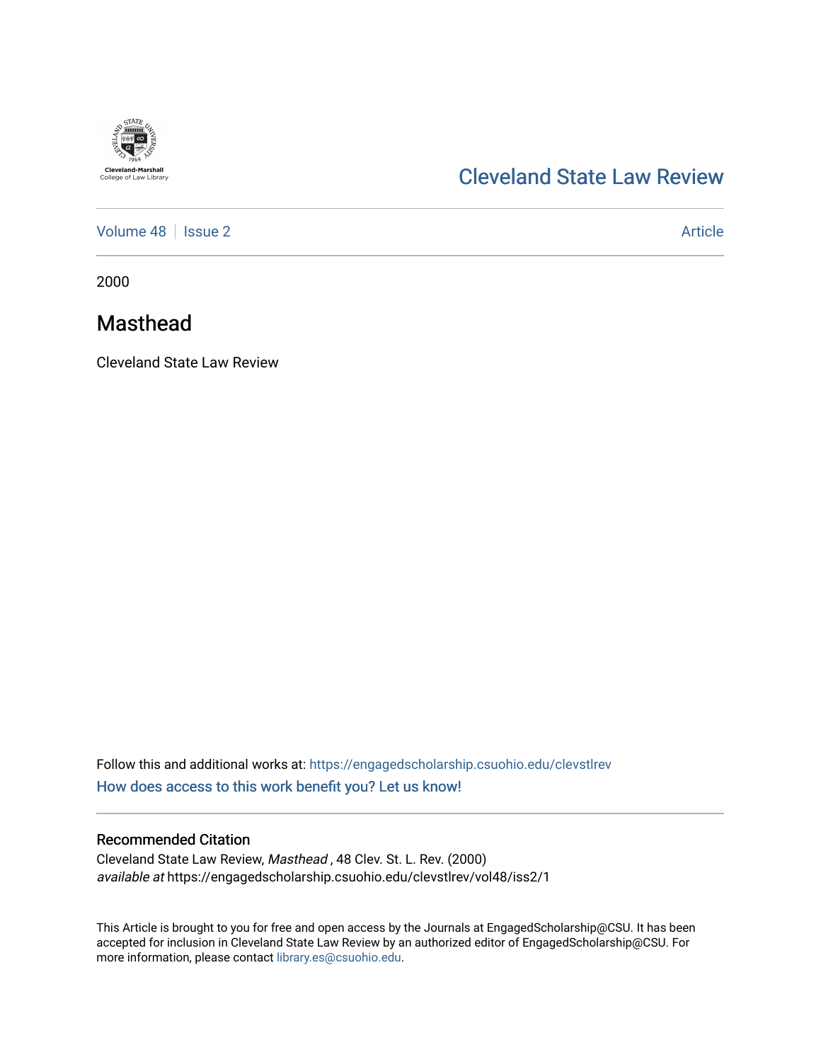Cleveland-Marshall
College of Law Library

# Cleveland State Law Review

Volume 48 | Issue 2 | Article

2000

## Masthead

Cleveland State Law Review

Follow this and additional works at: https://engagedscholarship.csuohio.edu/clevstlrev

How does access to this work benefit you? Let us know!

### Recommended Citation

Cleveland State Law Review, *Masthead* , 48 Clev. St. L. Rev. (2000)
*available at* https://engagedscholarship.csuohio.edu/clevstlrev/vol48/iss2/1

This Article is brought to you for free and open access by the Journals at EngagedScholarship@CSU. It has been accepted for inclusion in Cleveland State Law Review by an authorized editor of EngagedScholarship@CSU. For more information, please contact library.es@csuohio.edu.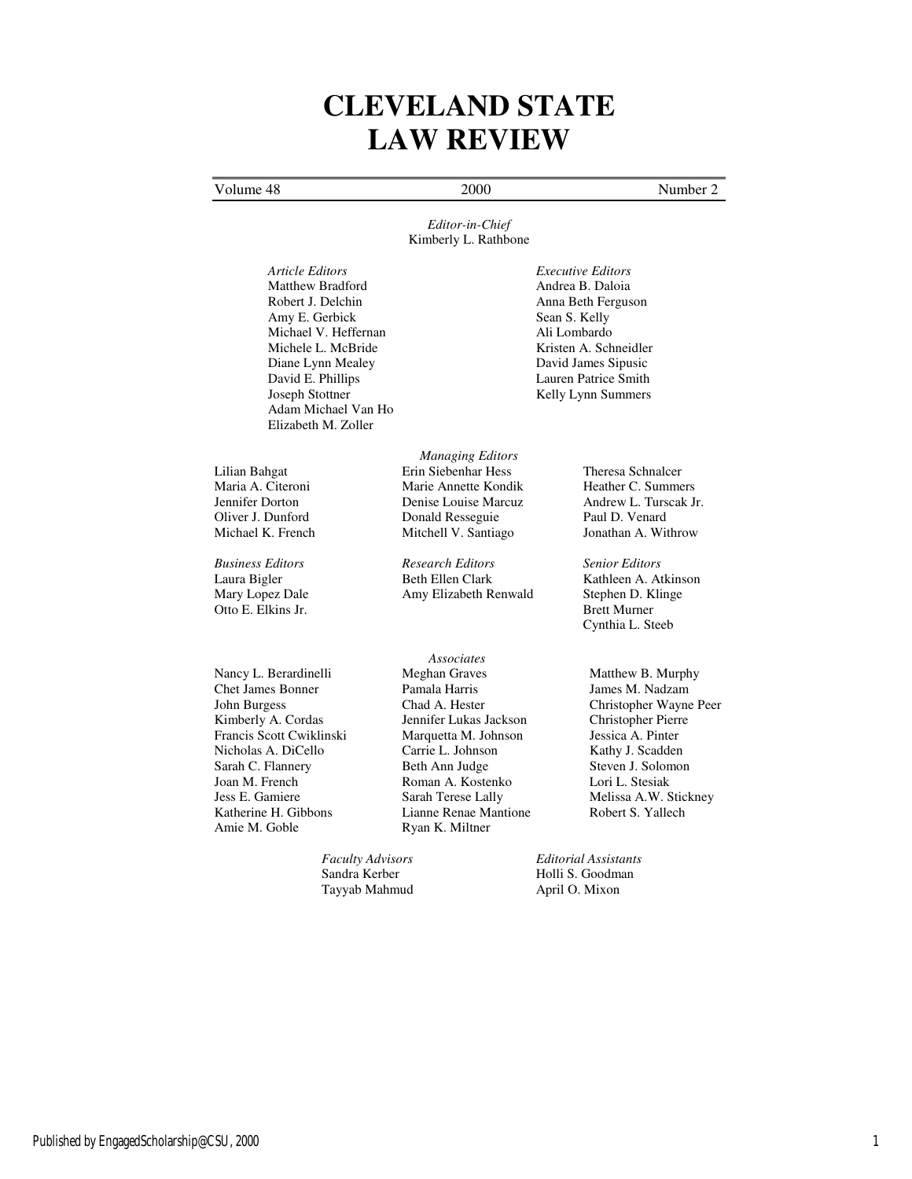# CLEVELAND STATE LAW REVIEW

Volume 48 — 2000 — Number 2

*Editor-in-Chief*
Kimberly L. Rathbone

*Article Editors*
Matthew Bradford
Robert J. Delchin
Amy E. Gerbick
Michael V. Heffernan
Michele L. McBride
Diane Lynn Mealey
David E. Phillips
Joseph Stottner
Adam Michael Van Ho
Elizabeth M. Zoller

*Executive Editors*
Andrea B. Daloia
Anna Beth Ferguson
Sean S. Kelly
Ali Lombardo
Kristen A. Schneidler
David James Sipusic
Lauren Patrice Smith
Kelly Lynn Summers

*Managing Editors*
Lilian Bahgat
Maria A. Citeroni
Jennifer Dorton
Oliver J. Dunford
Michael K. French
Erin Siebenhar Hess
Marie Annette Kondik
Denise Louise Marcuz
Donald Resseguie
Mitchell V. Santiago
Theresa Schnalcer
Heather C. Summers
Andrew L. Turscak Jr.
Paul D. Venard
Jonathan A. Withrow

*Business Editors*
Laura Bigler
Mary Lopez Dale
Otto E. Elkins Jr.

*Research Editors*
Beth Ellen Clark
Amy Elizabeth Renwald

*Senior Editors*
Kathleen A. Atkinson
Stephen D. Klinge
Brett Murner
Cynthia L. Steeb

*Associates*
Nancy L. Berardinelli
Chet James Bonner
John Burgess
Kimberly A. Cordas
Francis Scott Cwiklinski
Nicholas A. DiCello
Sarah C. Flannery
Joan M. French
Jess E. Gamiere
Katherine H. Gibbons
Amie M. Goble
Meghan Graves
Pamala Harris
Chad A. Hester
Jennifer Lukas Jackson
Marquetta M. Johnson
Carrie L. Johnson
Beth Ann Judge
Roman A. Kostenko
Sarah Terese Lally
Lianne Renae Mantione
Ryan K. Miltner
Matthew B. Murphy
James M. Nadzam
Christopher Wayne Peer
Christopher Pierre
Jessica A. Pinter
Kathy J. Scadden
Steven J. Solomon
Lori L. Stesiak
Melissa A.W. Stickney
Robert S. Yallech

*Faculty Advisors*
Sandra Kerber
Tayyab Mahmud

*Editorial Assistants*
Holli S. Goodman
April O. Mixon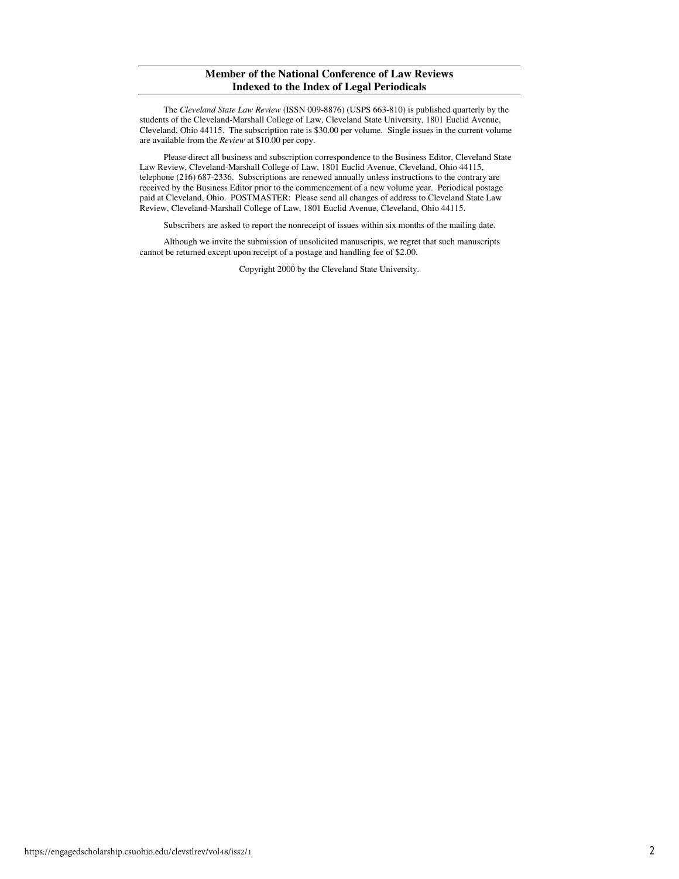**Member of the National Conference of Law Reviews**
**Indexed to the Index of Legal Periodicals**

The *Cleveland State Law Review* (ISSN 009-8876) (USPS 663-810) is published quarterly by the students of the Cleveland-Marshall College of Law, Cleveland State University, 1801 Euclid Avenue, Cleveland, Ohio 44115. The subscription rate is $30.00 per volume. Single issues in the current volume are available from the *Review* at $10.00 per copy.

Please direct all business and subscription correspondence to the Business Editor, Cleveland State Law Review, Cleveland-Marshall College of Law, 1801 Euclid Avenue, Cleveland, Ohio 44115, telephone (216) 687-2336. Subscriptions are renewed annually unless instructions to the contrary are received by the Business Editor prior to the commencement of a new volume year. Periodical postage paid at Cleveland, Ohio. POSTMASTER: Please send all changes of address to Cleveland State Law Review, Cleveland-Marshall College of Law, 1801 Euclid Avenue, Cleveland, Ohio 44115.

Subscribers are asked to report the nonreceipt of issues within six months of the mailing date.

Although we invite the submission of unsolicited manuscripts, we regret that such manuscripts cannot be returned except upon receipt of a postage and handling fee of $2.00.

Copyright 2000 by the Cleveland State University.